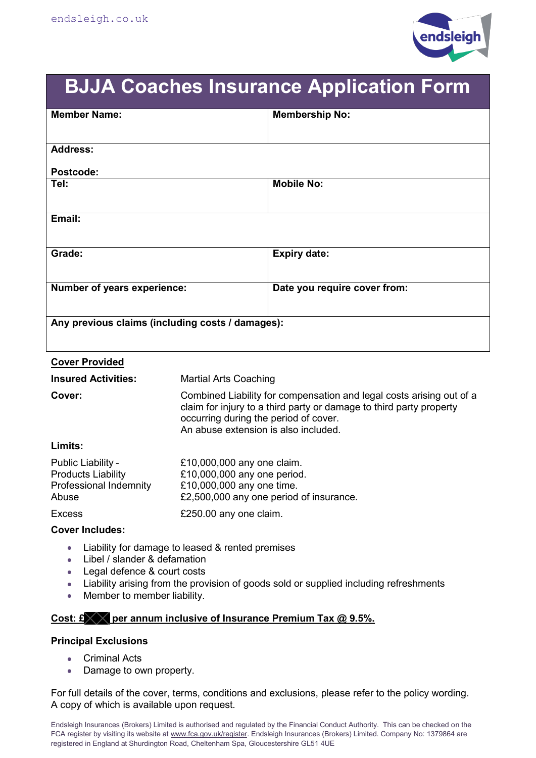endsleigh.co.uk

# BJJA Coaches Insurance Application Form

| Member Name: | Membership No: |
|---|---|
| Address:<br><br>Postcode: | |
| Tel: | Mobile No: |
| Email: | |
| Grade: | Expiry date: |
| Number of years experience: | Date you require cover from: |
| Any previous claims (including costs / damages): | |

**Cover Provided**

**Insured Activities:** Martial Arts Coaching

**Cover:** Combined Liability for compensation and legal costs arising out of a claim for injury to a third party or damage to third party property occurring during the period of cover.
An abuse extension is also included.

**Limits:**

| | |
|---|---|
| Public Liability - | £10,000,000 any one claim. |
| Products Liability | £10,000,000 any one period. |
| Professional Indemnity | £10,000,000 any one time. |
| Abuse | £2,500,000 any one period of insurance. |
| Excess | £250.00 any one claim. |

**Cover Includes:**

- Liability for damage to leased & rented premises
- Libel / slander & defamation
- Legal defence & court costs
- Liability arising from the provision of goods sold or supplied including refreshments
- Member to member liability.

**Cost: £ per annum inclusive of Insurance Premium Tax @ 9.5%.**

**Principal Exclusions**

- Criminal Acts
- Damage to own property.

For full details of the cover, terms, conditions and exclusions, please refer to the policy wording. A copy of which is available upon request.

Endsleigh Insurances (Brokers) Limited is authorised and regulated by the Financial Conduct Authority. This can be checked on the FCA register by visiting its website at www.fca.gov.uk/register. Endsleigh Insurances (Brokers) Limited. Company No: 1379864 are registered in England at Shurdington Road, Cheltenham Spa, Gloucestershire GL51 4UE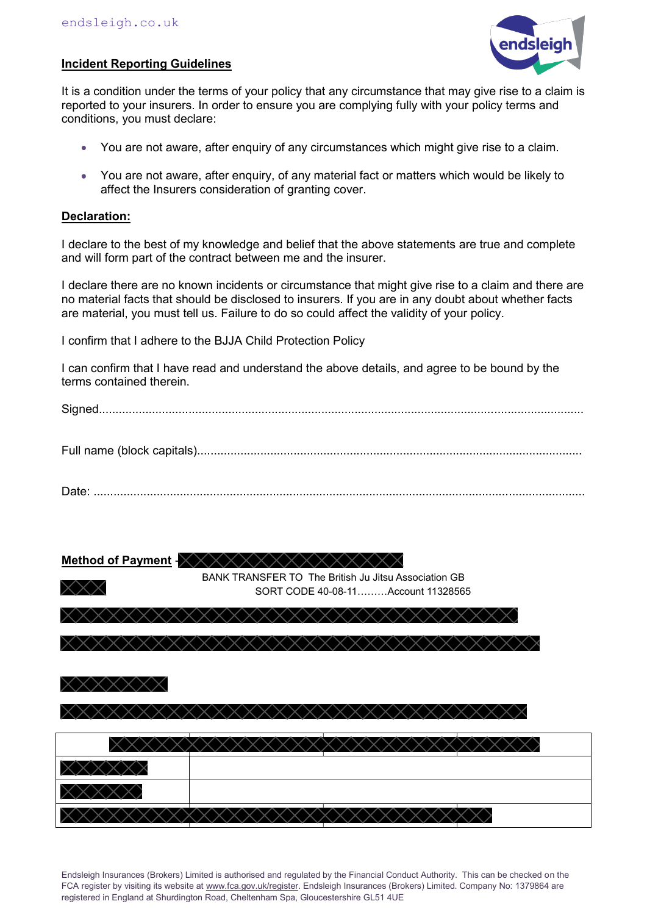## Incident Reporting Guidelines

It is a condition under the terms of your policy that any circumstance that may give rise to a claim is reported to your insurers. In order to ensure you are complying fully with your policy terms and conditions, you must declare:

- You are not aware, after enquiry of any circumstances which might give rise to a claim.
- You are not aware, after enquiry, of any material fact or matters which would be likely to affect the Insurers consideration of granting cover.

### Declaration:

I declare to the best of my knowledge and belief that the above statements are true and complete and will form part of the contract between me and the insurer.

I declare there are no known incidents or circumstance that might give rise to a claim and there are no material facts that should be disclosed to insurers. If you are in any doubt about whether facts are material, you must tell us. Failure to do so could affect the validity of your policy.

I confirm that I adhere to the BJJA Child Protection Policy

I can confirm that I have read and understand the above details, and agree to be bound by the terms contained therein.

Signed...............................................................................................................................................

Full name (block capitals)...................................................................................................................

Date: .................................................................................................................................................

### Method of Payment -

BANK TRANSFER TO The British Ju Jitsu Association GB
SORT CODE 40-08-11………Account 11328565

| | | | |
|---|---|---|---|
| | | | |
| | | | |
| | | | |

Endsleigh Insurances (Brokers) Limited is authorised and regulated by the Financial Conduct Authority. This can be checked on the FCA register by visiting its website at www.fca.gov.uk/register. Endsleigh Insurances (Brokers) Limited. Company No: 1379864 are registered in England at Shurdington Road, Cheltenham Spa, Gloucestershire GL51 4UE